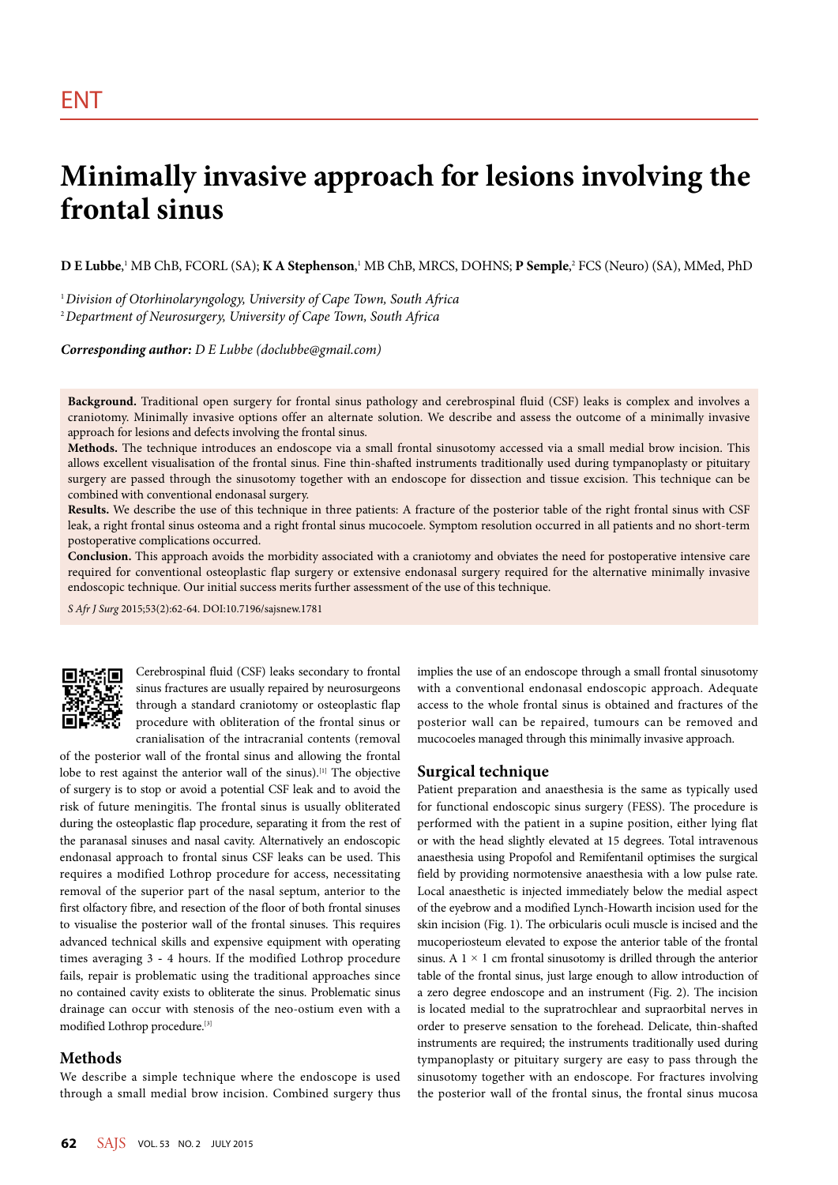ENT

# Minimally invasive approach for lesions involving the frontal sinus

**D E Lubbe**,[1] MB ChB, FCORL (SA); **K A Stephenson**,[1] MB ChB, MRCS, DOHNS; **P Semple**,[2] FCS (Neuro) (SA), MMed, PhD

[1] *Division of Otorhinolaryngology, University of Cape Town, South Africa*
[2] *Department of Neurosurgery, University of Cape Town, South Africa*

***Corresponding author:*** *D E Lubbe (doclubbe@gmail.com)*

**Background.** Traditional open surgery for frontal sinus pathology and cerebrospinal fluid (CSF) leaks is complex and involves a craniotomy. Minimally invasive options offer an alternate solution. We describe and assess the outcome of a minimally invasive approach for lesions and defects involving the frontal sinus.

**Methods.** The technique introduces an endoscope via a small frontal sinusotomy accessed via a small medial brow incision. This allows excellent visualisation of the frontal sinus. Fine thin-shafted instruments traditionally used during tympanoplasty or pituitary surgery are passed through the sinusotomy together with an endoscope for dissection and tissue excision. This technique can be combined with conventional endonasal surgery.

**Results.** We describe the use of this technique in three patients: A fracture of the posterior table of the right frontal sinus with CSF leak, a right frontal sinus osteoma and a right frontal sinus mucocoele. Symptom resolution occurred in all patients and no short-term postoperative complications occurred.

**Conclusion.** This approach avoids the morbidity associated with a craniotomy and obviates the need for postoperative intensive care required for conventional osteoplastic flap surgery or extensive endonasal surgery required for the alternative minimally invasive endoscopic technique. Our initial success merits further assessment of the use of this technique.

*S Afr J Surg* 2015;53(2):62-64. DOI:10.7196/sajsnew.1781

Cerebrospinal fluid (CSF) leaks secondary to frontal sinus fractures are usually repaired by neurosurgeons through a standard craniotomy or osteoplastic flap procedure with obliteration of the frontal sinus or cranialisation of the intracranial contents (removal of the posterior wall of the frontal sinus and allowing the frontal lobe to rest against the anterior wall of the sinus).[1] The objective of surgery is to stop or avoid a potential CSF leak and to avoid the risk of future meningitis. The frontal sinus is usually obliterated during the osteoplastic flap procedure, separating it from the rest of the paranasal sinuses and nasal cavity. Alternatively an endoscopic endonasal approach to frontal sinus CSF leaks can be used. This requires a modified Lothrop procedure for access, necessitating removal of the superior part of the nasal septum, anterior to the first olfactory fibre, and resection of the floor of both frontal sinuses to visualise the posterior wall of the frontal sinuses. This requires advanced technical skills and expensive equipment with operating times averaging 3 - 4 hours. If the modified Lothrop procedure fails, repair is problematic using the traditional approaches since no contained cavity exists to obliterate the sinus. Problematic sinus drainage can occur with stenosis of the neo-ostium even with a modified Lothrop procedure.[3]

## Methods

We describe a simple technique where the endoscope is used through a small medial brow incision. Combined surgery thus implies the use of an endoscope through a small frontal sinusotomy with a conventional endonasal endoscopic approach. Adequate access to the whole frontal sinus is obtained and fractures of the posterior wall can be repaired, tumours can be removed and mucocoeles managed through this minimally invasive approach.

## Surgical technique

Patient preparation and anaesthesia is the same as typically used for functional endoscopic sinus surgery (FESS). The procedure is performed with the patient in a supine position, either lying flat or with the head slightly elevated at 15 degrees. Total intravenous anaesthesia using Propofol and Remifentanil optimises the surgical field by providing normotensive anaesthesia with a low pulse rate. Local anaesthetic is injected immediately below the medial aspect of the eyebrow and a modified Lynch-Howarth incision used for the skin incision (Fig. 1). The orbicularis oculi muscle is incised and the mucoperiosteum elevated to expose the anterior table of the frontal sinus. A 1 × 1 cm frontal sinusotomy is drilled through the anterior table of the frontal sinus, just large enough to allow introduction of a zero degree endoscope and an instrument (Fig. 2). The incision is located medial to the supratrochlear and supraorbital nerves in order to preserve sensation to the forehead. Delicate, thin-shafted instruments are required; the instruments traditionally used during tympanoplasty or pituitary surgery are easy to pass through the sinusotomy together with an endoscope. For fractures involving the posterior wall of the frontal sinus, the frontal sinus mucosa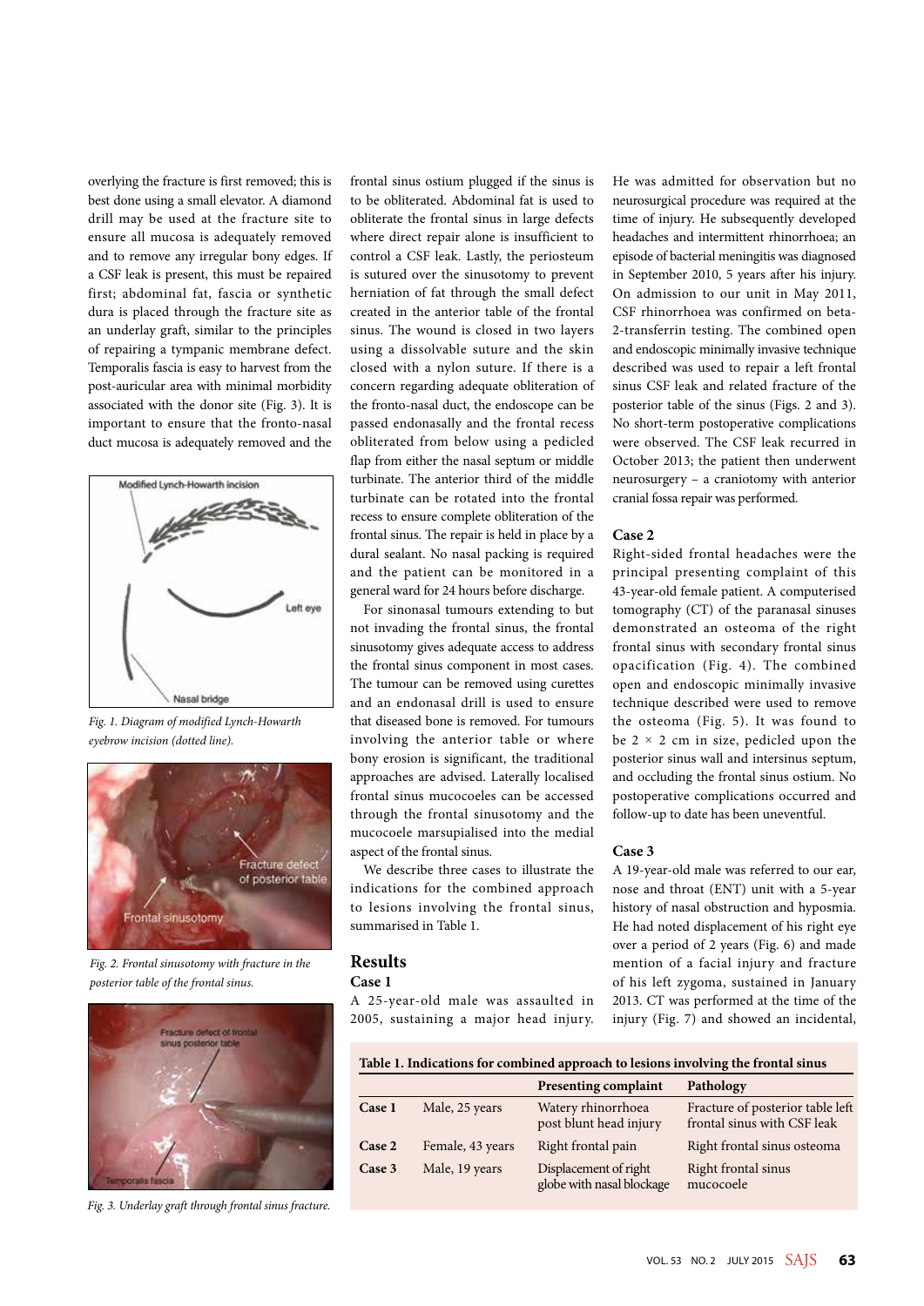overlying the fracture is first removed; this is best done using a small elevator. A diamond drill may be used at the fracture site to ensure all mucosa is adequately removed and to remove any irregular bony edges. If a CSF leak is present, this must be repaired first; abdominal fat, fascia or synthetic dura is placed through the fracture site as an underlay graft, similar to the principles of repairing a tympanic membrane defect. Temporalis fascia is easy to harvest from the post-auricular area with minimal morbidity associated with the donor site (Fig. 3). It is important to ensure that the fronto-nasal duct mucosa is adequately removed and the frontal sinus ostium plugged if the sinus is to be obliterated. Abdominal fat is used to obliterate the frontal sinus in large defects where direct repair alone is insufficient to control a CSF leak. Lastly, the periosteum is sutured over the sinusotomy to prevent herniation of fat through the small defect created in the anterior table of the frontal sinus. The wound is closed in two layers using a dissolvable suture and the skin closed with a nylon suture. If there is a concern regarding adequate obliteration of the fronto-nasal duct, the endoscope can be passed endonasally and the frontal recess obliterated from below using a pedicled flap from either the nasal septum or middle turbinate. The anterior third of the middle turbinate can be rotated into the frontal recess to ensure complete obliteration of the frontal sinus. The repair is held in place by a dural sealant. No nasal packing is required and the patient can be monitored in a general ward for 24 hours before discharge.

Fig. 1. Diagram of modified Lynch-Howarth eyebrow incision (dotted line).

Fig. 2. Frontal sinusotomy with fracture in the posterior table of the frontal sinus.

Fig. 3. Underlay graft through frontal sinus fracture.

For sinonasal tumours extending to but not invading the frontal sinus, the frontal sinusotomy gives adequate access to address the frontal sinus component in most cases. The tumour can be removed using curettes and an endonasal drill is used to ensure that diseased bone is removed. For tumours involving the anterior table or where bony erosion is significant, the traditional approaches are advised. Laterally localised frontal sinus mucocoeles can be accessed through the frontal sinusotomy and the mucocoele marsupialised into the medial aspect of the frontal sinus.

We describe three cases to illustrate the indications for the combined approach to lesions involving the frontal sinus, summarised in Table 1.

## Results

### Case 1

A 25-year-old male was assaulted in 2005, sustaining a major head injury. He was admitted for observation but no neurosurgical procedure was required at the time of injury. He subsequently developed headaches and intermittent rhinorrhoea; an episode of bacterial meningitis was diagnosed in September 2010, 5 years after his injury. On admission to our unit in May 2011, CSF rhinorrhoea was confirmed on beta-2-transferrin testing. The combined open and endoscopic minimally invasive technique described was used to repair a left frontal sinus CSF leak and related fracture of the posterior table of the sinus (Figs. 2 and 3). No short-term postoperative complications were observed. The CSF leak recurred in October 2013; the patient then underwent neurosurgery – a craniotomy with anterior cranial fossa repair was performed.

### Case 2

Right-sided frontal headaches were the principal presenting complaint of this 43-year-old female patient. A computerised tomography (CT) of the paranasal sinuses demonstrated an osteoma of the right frontal sinus with secondary frontal sinus opacification (Fig. 4). The combined open and endoscopic minimally invasive technique described were used to remove the osteoma (Fig. 5). It was found to be 2 × 2 cm in size, pedicled upon the posterior sinus wall and intersinus septum, and occluding the frontal sinus ostium. No postoperative complications occurred and follow-up to date has been uneventful.

### Case 3

A 19-year-old male was referred to our ear, nose and throat (ENT) unit with a 5-year history of nasal obstruction and hyposmia. He had noted displacement of his right eye over a period of 2 years (Fig. 6) and made mention of a facial injury and fracture of his left zygoma, sustained in January 2013. CT was performed at the time of the injury (Fig. 7) and showed an incidental,

**Table 1. Indications for combined approach to lesions involving the frontal sinus**

| | | Presenting complaint | Pathology |
|---|---|---|---|
| **Case 1** | Male, 25 years | Watery rhinorrhoea post blunt head injury | Fracture of posterior table left frontal sinus with CSF leak |
| **Case 2** | Female, 43 years | Right frontal pain | Right frontal sinus osteoma |
| **Case 3** | Male, 19 years | Displacement of right globe with nasal blockage | Right frontal sinus mucocoele |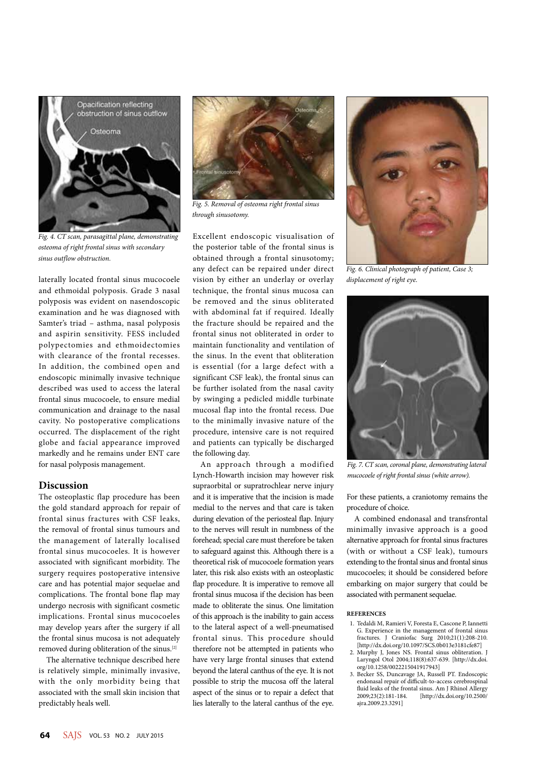Opacification reflecting obstruction of sinus outflow

Osteoma

*Fig. 4. CT scan, parasagittal plane, demonstrating osteoma of right frontal sinus with secondary sinus outflow obstruction.*

laterally located frontal sinus mucocoele and ethmoidal polyposis. Grade 3 nasal polyposis was evident on nasendoscopic examination and he was diagnosed with Samter's triad – asthma, nasal polyposis and aspirin sensitivity. FESS included polypectomies and ethmoidectomies with clearance of the frontal recesses. In addition, the combined open and endoscopic minimally invasive technique described was used to access the lateral frontal sinus mucocoele, to ensure medial communication and drainage to the nasal cavity. No postoperative complications occurred. The displacement of the right globe and facial appearance improved markedly and he remains under ENT care for nasal polyposis management.

## Discussion

The osteoplastic flap procedure has been the gold standard approach for repair of frontal sinus fractures with CSF leaks, the removal of frontal sinus tumours and the management of laterally localised frontal sinus mucocoeles. It is however associated with significant morbidity. The surgery requires postoperative intensive care and has potential major sequelae and complications. The frontal bone flap may undergo necrosis with significant cosmetic implications. Frontal sinus mucocoeles may develop years after the surgery if all the frontal sinus mucosa is not adequately removed during obliteration of the sinus.[2]

The alternative technique described here is relatively simple, minimally invasive, with the only morbidity being that associated with the small skin incision that predictably heals well.

Osteoma

Frontal sinusotomy

*Fig. 5. Removal of osteoma right frontal sinus through sinusotomy.*

Excellent endoscopic visualisation of the posterior table of the frontal sinus is obtained through a frontal sinusotomy; any defect can be repaired under direct vision by either an underlay or overlay technique, the frontal sinus mucosa can be removed and the sinus obliterated with abdominal fat if required. Ideally the fracture should be repaired and the frontal sinus not obliterated in order to maintain functionality and ventilation of the sinus. In the event that obliteration is essential (for a large defect with a significant CSF leak), the frontal sinus can be further isolated from the nasal cavity by swinging a pedicled middle turbinate mucosal flap into the frontal recess. Due to the minimally invasive nature of the procedure, intensive care is not required and patients can typically be discharged the following day.

An approach through a modified Lynch-Howarth incision may however risk supraorbital or supratrochlear nerve injury and it is imperative that the incision is made medial to the nerves and that care is taken during elevation of the periosteal flap. Injury to the nerves will result in numbness of the forehead; special care must therefore be taken to safeguard against this. Although there is a theoretical risk of mucocoele formation years later, this risk also exists with an osteoplastic flap procedure. It is imperative to remove all frontal sinus mucosa if the decision has been made to obliterate the sinus. One limitation of this approach is the inability to gain access to the lateral aspect of a well-pneumatised frontal sinus. This procedure should therefore not be attempted in patients who have very large frontal sinuses that extend beyond the lateral canthus of the eye. It is not possible to strip the mucosa off the lateral aspect of the sinus or to repair a defect that lies laterally to the lateral canthus of the eye.

*Fig. 6. Clinical photograph of patient, Case 3; displacement of right eye.*

*Fig. 7. CT scan, coronal plane, demonstrating lateral mucocoele of right frontal sinus (white arrow).*

For these patients, a craniotomy remains the procedure of choice.

A combined endonasal and transfrontal minimally invasive approach is a good alternative approach for frontal sinus fractures (with or without a CSF leak), tumours extending to the frontal sinus and frontal sinus mucocoeles; it should be considered before embarking on major surgery that could be associated with permanent sequelae.

### REFERENCES

1. Tedaldi M, Ramieri V, Foresta E, Cascone P, Iannetti G. Experience in the management of frontal sinus fractures. J Craniofac Surg 2010;21(1):208-210. [http://dx.doi.org/10.1097/SCS.0b013e3181cfe87]
2. Murphy J, Jones NS. Frontal sinus obliteration. J Laryngol Otol 2004;118(8):637-639. [http://dx.doi.org/10.1258/0022215041917943]
3. Becker SS, Duncavage JA, Russell PT. Endoscopic endonasal repair of difficult-to-access cerebrospinal fluid leaks of the frontal sinus. Am J Rhinol Allergy 2009;23(2):181-184. [http://dx.doi.org/10.2500/ajra.2009.23.3291]